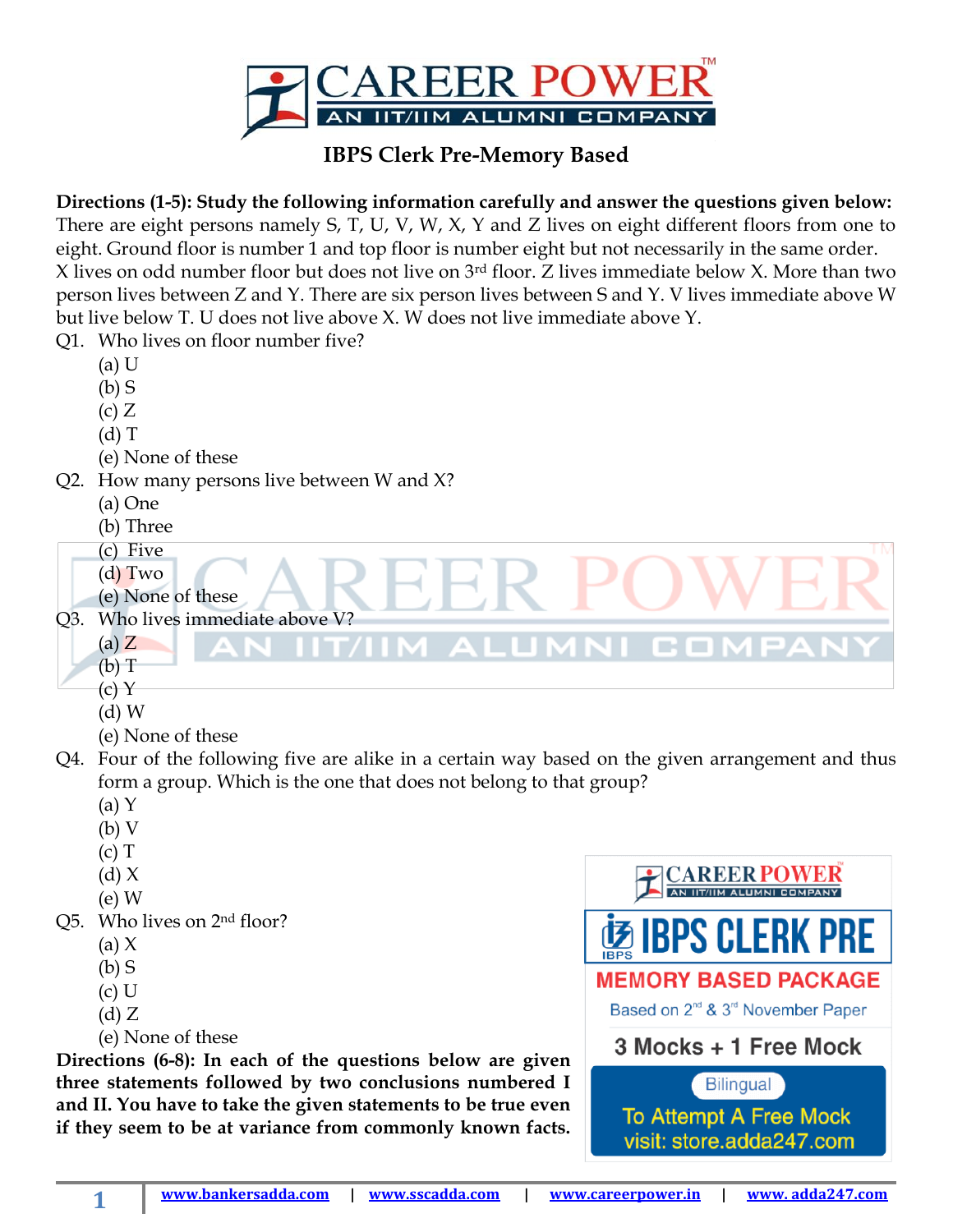# IBPS Clerk Pre-Memory Based

**Directions (1-5): Study the following information carefully and answer the questions given below:**

There are eight persons namely S, T, U, V, W, X, Y and Z lives on eight different floors from one to eight. Ground floor is number 1 and top floor is number eight but not necessarily in the same order.
X lives on odd number floor but does not live on 3rd floor. Z lives immediate below X. More than two person lives between Z and Y. There are six person lives between S and Y. V lives immediate above W but live below T. U does not live above X. W does not live immediate above Y.

Q1. Who lives on floor number five?
(a) U
(b) S
(c) Z
(d) T
(e) None of these

Q2. How many persons live between W and X?
(a) One
(b) Three
(c) Five
(d) Two
(e) None of these

Q3. Who lives immediate above V?
(a) Z
(b) T
(c) Y
(d) W
(e) None of these

Q4. Four of the following five are alike in a certain way based on the given arrangement and thus form a group. Which is the one that does not belong to that group?
(a) Y
(b) V
(c) T
(d) X
(e) W

Q5. Who lives on 2nd floor?
(a) X
(b) S
(c) U
(d) Z
(e) None of these

**Directions (6-8): In each of the questions below are given three statements followed by two conclusions numbered I and II. You have to take the given statements to be true even if they seem to be at variance from commonly known facts.**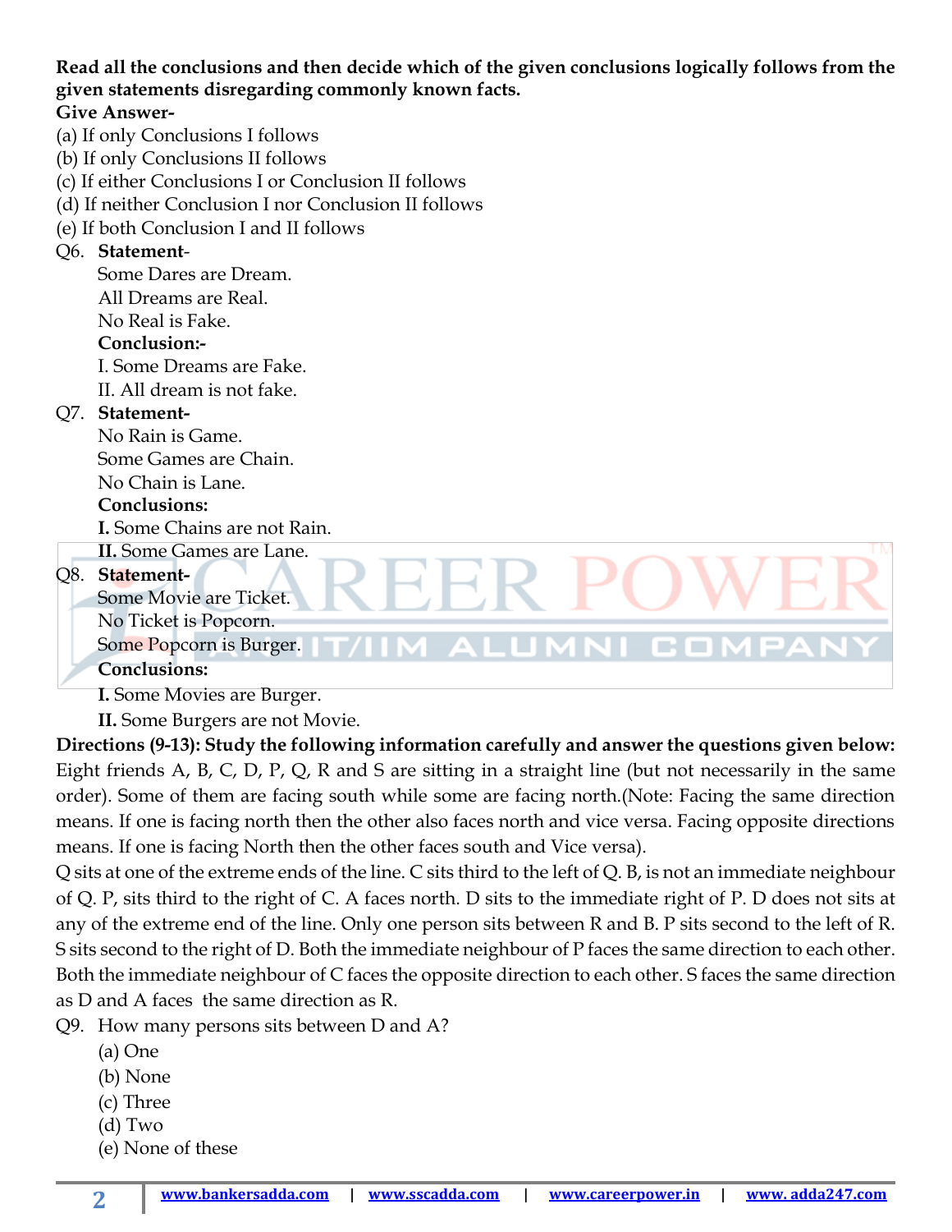**Read all the conclusions and then decide which of the given conclusions logically follows from the given statements disregarding commonly known facts.**

**Give Answer-**

(a) If only Conclusions I follows

(b) If only Conclusions II follows

(c) If either Conclusions I or Conclusion II follows

(d) If neither Conclusion I nor Conclusion II follows

(e) If both Conclusion I and II follows

Q6. **Statement**-

Some Dares are Dream.

All Dreams are Real.

No Real is Fake.

**Conclusion:-**

I. Some Dreams are Fake.

II. All dream is not fake.

Q7. **Statement-**

No Rain is Game.

Some Games are Chain.

No Chain is Lane.

**Conclusions:**

**I.** Some Chains are not Rain.

**II.** Some Games are Lane.

Q8. **Statement-**

Some Movie are Ticket.

No Ticket is Popcorn.

Some Popcorn is Burger.

**Conclusions:**

**I.** Some Movies are Burger.

**II.** Some Burgers are not Movie.

**Directions (9-13): Study the following information carefully and answer the questions given below:**

Eight friends A, B, C, D, P, Q, R and S are sitting in a straight line (but not necessarily in the same order). Some of them are facing south while some are facing north.(Note: Facing the same direction means. If one is facing north then the other also faces north and vice versa. Facing opposite directions means. If one is facing North then the other faces south and Vice versa).

Q sits at one of the extreme ends of the line. C sits third to the left of Q. B, is not an immediate neighbour of Q. P, sits third to the right of C. A faces north. D sits to the immediate right of P. D does not sits at any of the extreme end of the line. Only one person sits between R and B. P sits second to the left of R. S sits second to the right of D. Both the immediate neighbour of P faces the same direction to each other. Both the immediate neighbour of C faces the opposite direction to each other. S faces the same direction as D and A faces the same direction as R.

Q9. How many persons sits between D and A?

(a) One

(b) None

(c) Three

(d) Two

(e) None of these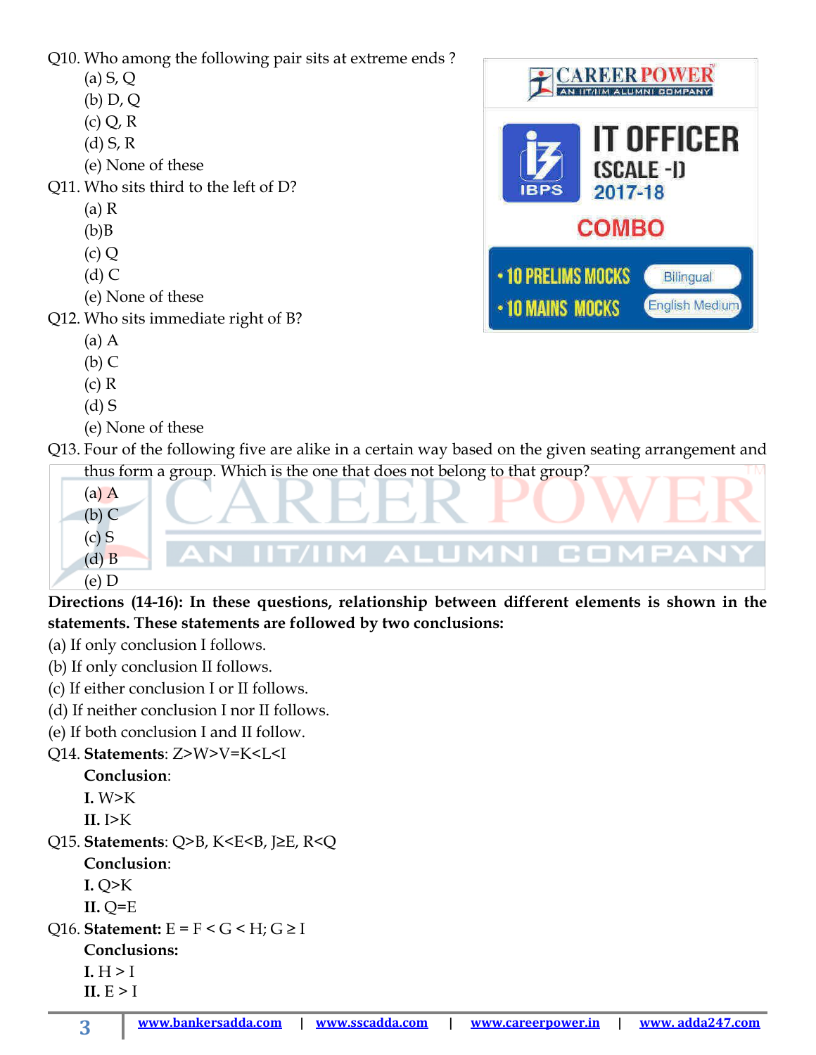Q10. Who among the following pair sits at extreme ends ?

(a) S, Q
(b) D, Q
(c) Q, R
(d) S, R
(e) None of these

Q11. Who sits third to the left of D?

(a) R
(b)B
(c) Q
(d) C
(e) None of these

Q12. Who sits immediate right of B?

(a) A
(b) C
(c) R
(d) S
(e) None of these

Q13. Four of the following five are alike in a certain way based on the given seating arrangement and thus form a group. Which is the one that does not belong to that group?

(a) A
(b) C
(c) S
(d) B
(e) D

**Directions (14-16): In these questions, relationship between different elements is shown in the statements. These statements are followed by two conclusions:**

(a) If only conclusion I follows.
(b) If only conclusion II follows.
(c) If either conclusion I or II follows.
(d) If neither conclusion I nor II follows.
(e) If both conclusion I and II follow.

Q14. **Statements**: Z>W>V=K<L<I

**Conclusion**:

**I.** W>K

**II.** I>K

Q15. **Statements**: Q>B, K<E<B, J≥E, R<Q

**Conclusion**:

**I.** Q>K

**II.** Q=E

Q16. **Statement:** E = F < G < H; G ≥ I

**Conclusions:**

**I.** H > I

**II.** E > I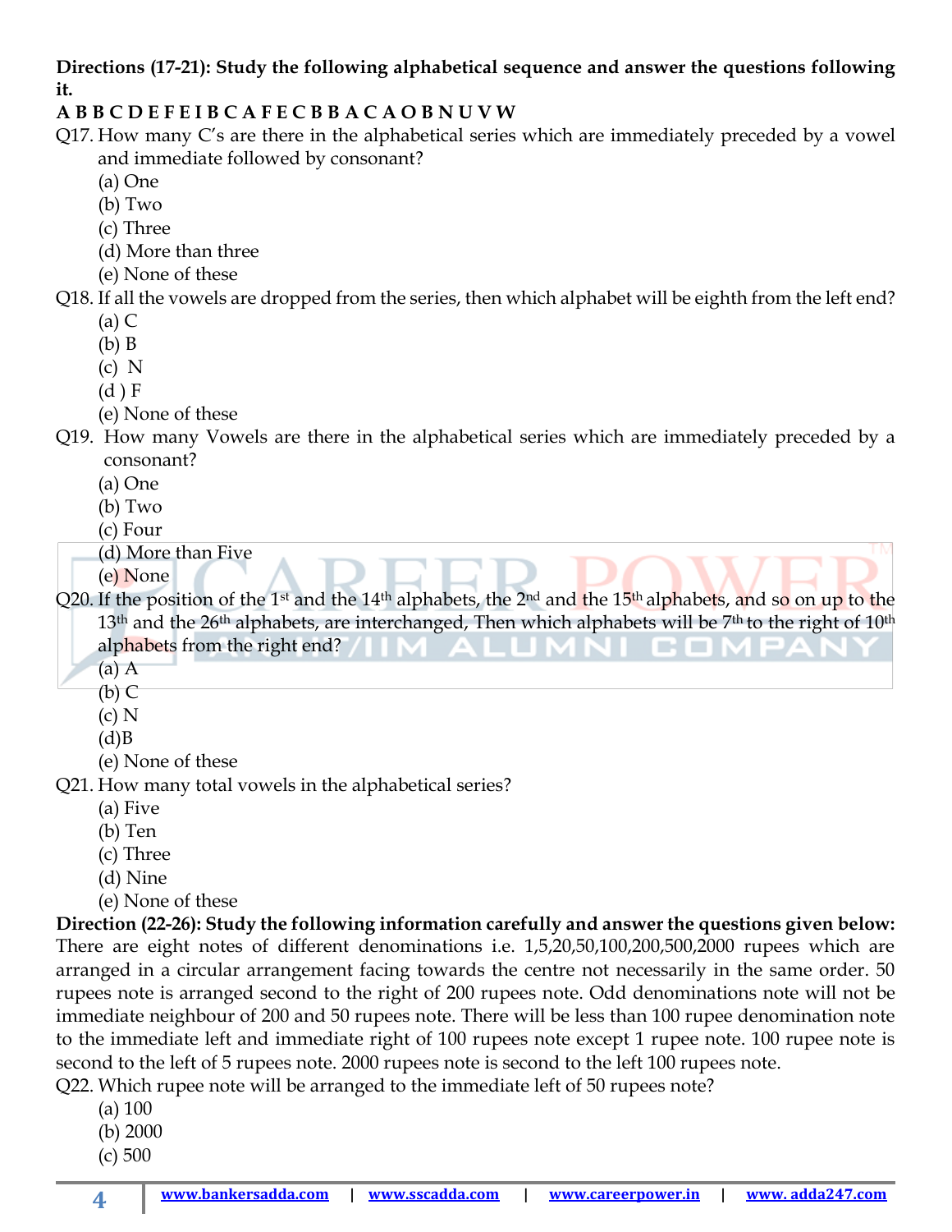**Directions (17-21): Study the following alphabetical sequence and answer the questions following it.**

**A B B C D E F E I B C A F E C B B A C A O B N U V W**

Q17. How many C's are there in the alphabetical series which are immediately preceded by a vowel and immediate followed by consonant?
(a) One
(b) Two
(c) Three
(d) More than three
(e) None of these

Q18. If all the vowels are dropped from the series, then which alphabet will be eighth from the left end?
(a) C
(b) B
(c) N
(d ) F
(e) None of these

Q19. How many Vowels are there in the alphabetical series which are immediately preceded by a consonant?
(a) One
(b) Two
(c) Four
(d) More than Five
(e) None

Q20. If the position of the 1st and the 14th alphabets, the 2nd and the 15th alphabets, and so on up to the 13th and the 26th alphabets, are interchanged, Then which alphabets will be 7th to the right of 10th alphabets from the right end?
(a) A
(b) C
(c) N
(d)B
(e) None of these

Q21. How many total vowels in the alphabetical series?
(a) Five
(b) Ten
(c) Three
(d) Nine
(e) None of these

**Direction (22-26): Study the following information carefully and answer the questions given below:**

There are eight notes of different denominations i.e. 1,5,20,50,100,200,500,2000 rupees which are arranged in a circular arrangement facing towards the centre not necessarily in the same order. 50 rupees note is arranged second to the right of 200 rupees note. Odd denominations note will not be immediate neighbour of 200 and 50 rupees note. There will be less than 100 rupee denomination note to the immediate left and immediate right of 100 rupees note except 1 rupee note. 100 rupee note is second to the left of 5 rupees note. 2000 rupees note is second to the left 100 rupees note.

Q22. Which rupee note will be arranged to the immediate left of 50 rupees note?
(a) 100
(b) 2000
(c) 500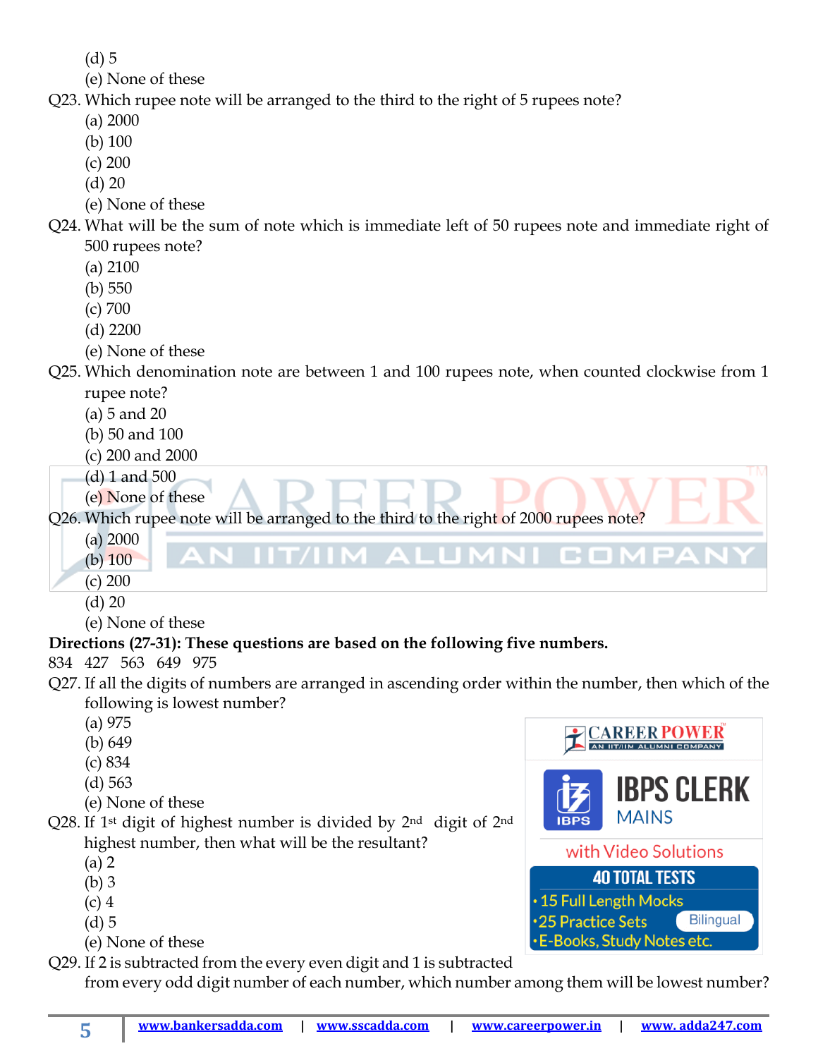(d) 5
(e) None of these

Q23. Which rupee note will be arranged to the third to the right of 5 rupees note?
(a) 2000
(b) 100
(c) 200
(d) 20
(e) None of these

Q24. What will be the sum of note which is immediate left of 50 rupees note and immediate right of 500 rupees note?
(a) 2100
(b) 550
(c) 700
(d) 2200
(e) None of these

Q25. Which denomination note are between 1 and 100 rupees note, when counted clockwise from 1 rupee note?
(a) 5 and 20
(b) 50 and 100
(c) 200 and 2000
(d) 1 and 500
(e) None of these

Q26. Which rupee note will be arranged to the third to the right of 2000 rupees note?
(a) 2000
(b) 100
(c) 200
(d) 20
(e) None of these

**Directions (27-31): These questions are based on the following five numbers.**

834 427 563 649 975

Q27. If all the digits of numbers are arranged in ascending order within the number, then which of the following is lowest number?
(a) 975
(b) 649
(c) 834
(d) 563
(e) None of these

Q28. If 1st digit of highest number is divided by 2nd digit of 2nd highest number, then what will be the resultant?
(a) 2
(b) 3
(c) 4
(d) 5
(e) None of these

Q29. If 2 is subtracted from the every even digit and 1 is subtracted from every odd digit number of each number, which number among them will be lowest number?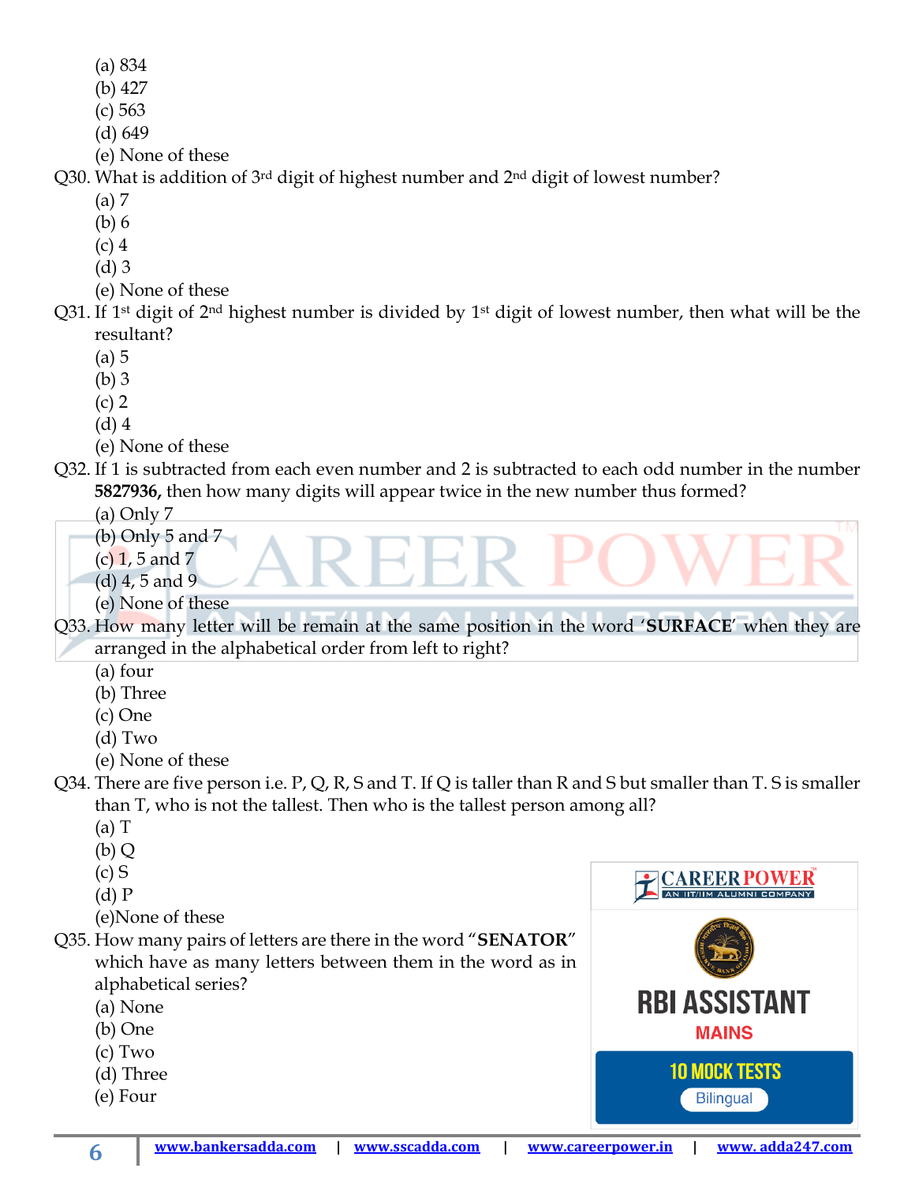(a) 834
(b) 427
(c) 563
(d) 649
(e) None of these

Q30. What is addition of 3rd digit of highest number and 2nd digit of lowest number?
(a) 7
(b) 6
(c) 4
(d) 3
(e) None of these

Q31. If 1st digit of 2nd highest number is divided by 1st digit of lowest number, then what will be the resultant?
(a) 5
(b) 3
(c) 2
(d) 4
(e) None of these

Q32. If 1 is subtracted from each even number and 2 is subtracted to each odd number in the number **5827936,** then how many digits will appear twice in the new number thus formed?
(a) Only 7
(b) Only 5 and 7
(c) 1, 5 and 7
(d) 4, 5 and 9
(e) None of these

Q33. How many letter will be remain at the same position in the word '**SURFACE**' when they are arranged in the alphabetical order from left to right?
(a) four
(b) Three
(c) One
(d) Two
(e) None of these

Q34. There are five person i.e. P, Q, R, S and T. If Q is taller than R and S but smaller than T. S is smaller than T, who is not the tallest. Then who is the tallest person among all?
(a) T
(b) Q
(c) S
(d) P
(e)None of these

Q35. How many pairs of letters are there in the word "**SENATOR**" which have as many letters between them in the word as in alphabetical series?
(a) None
(b) One
(c) Two
(d) Three
(e) Four